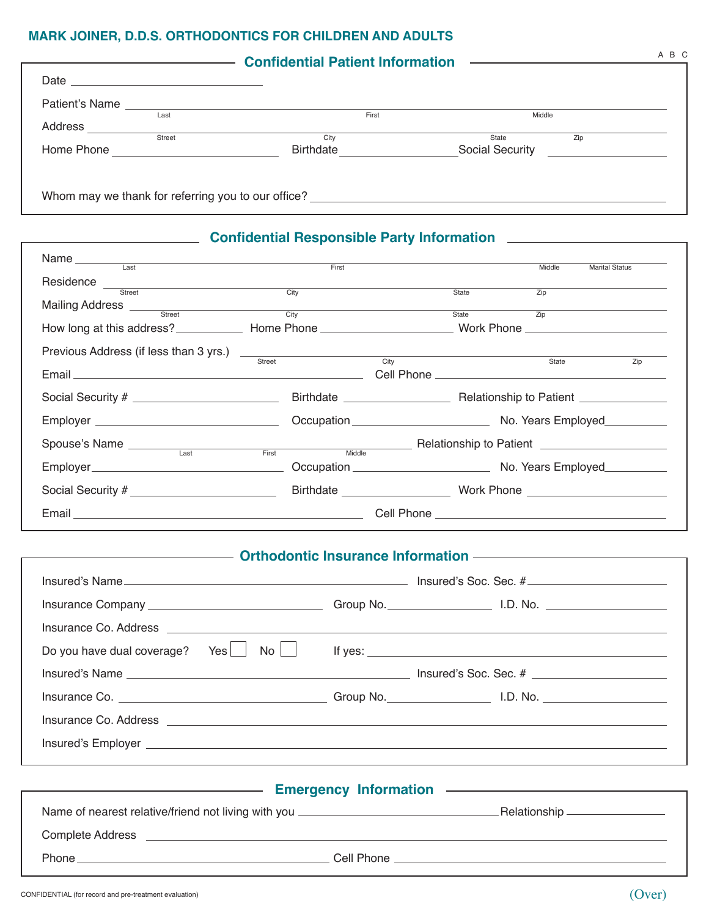# MARK JOINER, D.D.S. ORTHODONTICS FOR CHILDREN AND ADULTS

A B C

## Confidential Patient Information

Date ______________________________

Patient's Name ______________________________________________________________
Last First Middle

Address ______________________________________________________________
Street City State Zip

Home Phone ____________________ Birthdate ________________ Social Security ________________

Whom may we thank for referring you to our office? ______________________________________

## Confidential Responsible Party Information

Name ______________________________________________________________
Last First Middle Marital Status

Residence ______________________________________________________________
Street City State Zip

Mailing Address ______________________________________________________________
Street City State Zip

How long at this address? __________ Home Phone ________________ Work Phone ________________

Previous Address (if less than 3 yrs.) ______________________________________________
Street City State Zip

Email ______________________________ Cell Phone ______________________________

Social Security # ________________ Birthdate ______________ Relationship to Patient ____________

Employer ____________________ Occupation ________________ No. Years Employed __________

Spouse's Name ______________________________ Relationship to Patient ________________
Last First Middle

Employer ____________________ Occupation ________________ No. Years Employed __________

Social Security # ________________ Birthdate ______________ Work Phone ________________

Email ______________________________ Cell Phone ______________________________

## Orthodontic Insurance Information

Insured's Name ______________________________ Insured's Soc. Sec. # ________________

Insurance Company ____________________ Group No. ____________ I.D. No. ______________

Insurance Co. Address ______________________________________________________________

Do you have dual coverage? Yes ☐ No ☐ If yes: ______________________________________

Insured's Name ______________________________ Insured's Soc. Sec. # ________________

Insurance Co. ____________________ Group No. ____________ I.D. No. ______________

Insurance Co. Address ______________________________________________________________

Insured's Employer ______________________________________________________________

## Emergency Information

Name of nearest relative/friend not living with you ____________________ Relationship ____________

Complete Address ______________________________________________________________

Phone ______________________________ Cell Phone ______________________________

CONFIDENTIAL (for record and pre-treatment evaluation)

(Over)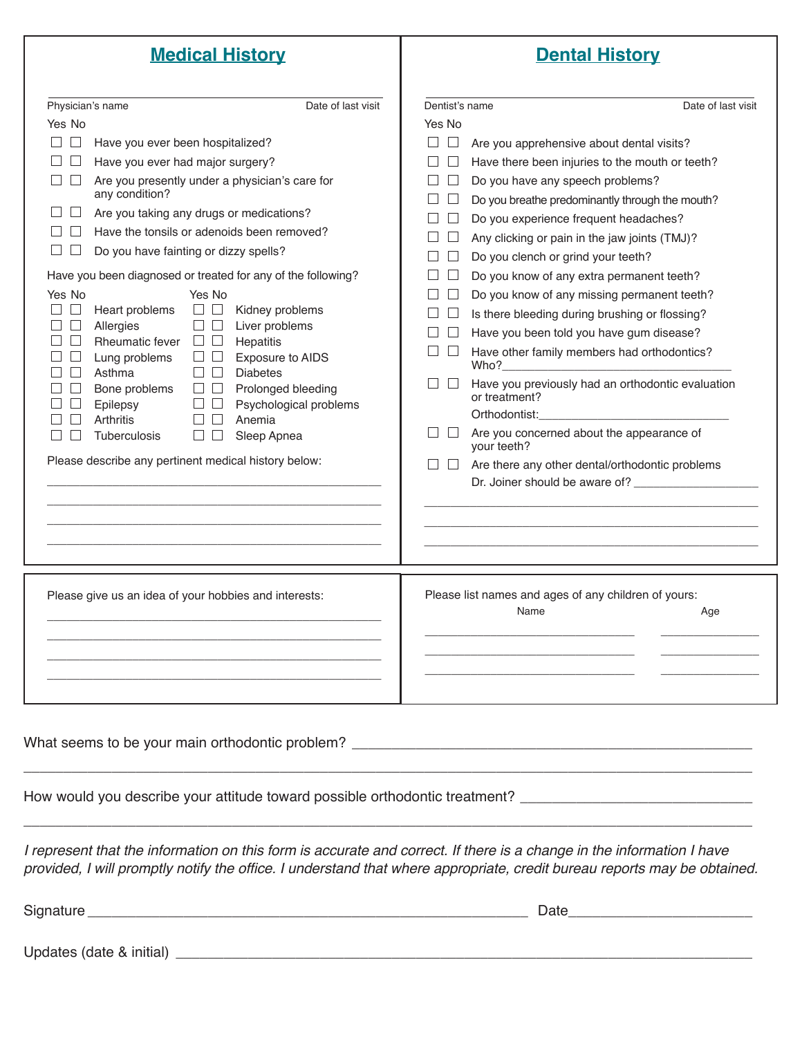## Medical History

______________________________________________

Physician's name　　　　　　　　　　Date of last visit

| Yes | No | |
|---|---|---|
| ☐ | ☐ | Have you ever been hospitalized? |
| ☐ | ☐ | Have you ever had major surgery? |
| ☐ | ☐ | Are you presently under a physician's care for any condition? |
| ☐ | ☐ | Are you taking any drugs or medications? |
| ☐ | ☐ | Have the tonsils or adenoids been removed? |
| ☐ | ☐ | Do you have fainting or dizzy spells? |

Have you been diagnosed or treated for any of the following?

| Yes | No | | Yes | No | |
|---|---|---|---|---|---|
| ☐ | ☐ | Heart problems | ☐ | ☐ | Kidney problems |
| ☐ | ☐ | Allergies | ☐ | ☐ | Liver problems |
| ☐ | ☐ | Rheumatic fever | ☐ | ☐ | Hepatitis |
| ☐ | ☐ | Lung problems | ☐ | ☐ | Exposure to AIDS |
| ☐ | ☐ | Asthma | ☐ | ☐ | Diabetes |
| ☐ | ☐ | Bone problems | ☐ | ☐ | Prolonged bleeding |
| ☐ | ☐ | Epilepsy | ☐ | ☐ | Psychological problems |
| ☐ | ☐ | Arthritis | ☐ | ☐ | Anemia |
| ☐ | ☐ | Tuberculosis | ☐ | ☐ | Sleep Apnea |

Please describe any pertinent medical history below:

______________________________________________

______________________________________________

______________________________________________

______________________________________________

## Dental History

______________________________________________

Dentist's name　　　　　　　　　　Date of last visit

| Yes | No | |
|---|---|---|
| ☐ | ☐ | Are you apprehensive about dental visits? |
| ☐ | ☐ | Have there been injuries to the mouth or teeth? |
| ☐ | ☐ | Do you have any speech problems? |
| ☐ | ☐ | Do you breathe predominantly through the mouth? |
| ☐ | ☐ | Do you experience frequent headaches? |
| ☐ | ☐ | Any clicking or pain in the jaw joints (TMJ)? |
| ☐ | ☐ | Do you clench or grind your teeth? |
| ☐ | ☐ | Do you know of any extra permanent teeth? |
| ☐ | ☐ | Do you know of any missing permanent teeth? |
| ☐ | ☐ | Is there bleeding during brushing or flossing? |
| ☐ | ☐ | Have you been told you have gum disease? |
| ☐ | ☐ | Have other family members had orthodontics? Who?______________________ |
| ☐ | ☐ | Have you previously had an orthodontic evaluation or treatment? Orthodontist:______________________ |
| ☐ | ☐ | Are you concerned about the appearance of your teeth? |
| ☐ | ☐ | Are there any other dental/orthodontic problems Dr. Joiner should be aware of? ______________ |

______________________________________________

______________________________________________

______________________________________________

Please give us an idea of your hobbies and interests:

______________________________________________

______________________________________________

______________________________________________

______________________________________________

Please list names and ages of any children of yours:

| Name | Age |
|---|---|
| ______________________ | __________ |
| ______________________ | __________ |
| ______________________ | __________ |

What seems to be your main orthodontic problem? ______________________________________________

______________________________________________________________________________

How would you describe your attitude toward possible orthodontic treatment? ___________________________

______________________________________________________________________________

*I represent that the information on this form is accurate and correct. If there is a change in the information I have provided, I will promptly notify the office. I understand that where appropriate, credit bureau reports may be obtained.*

Signature ______________________________________________ Date____________________

Updates (date & initial) ______________________________________________________________